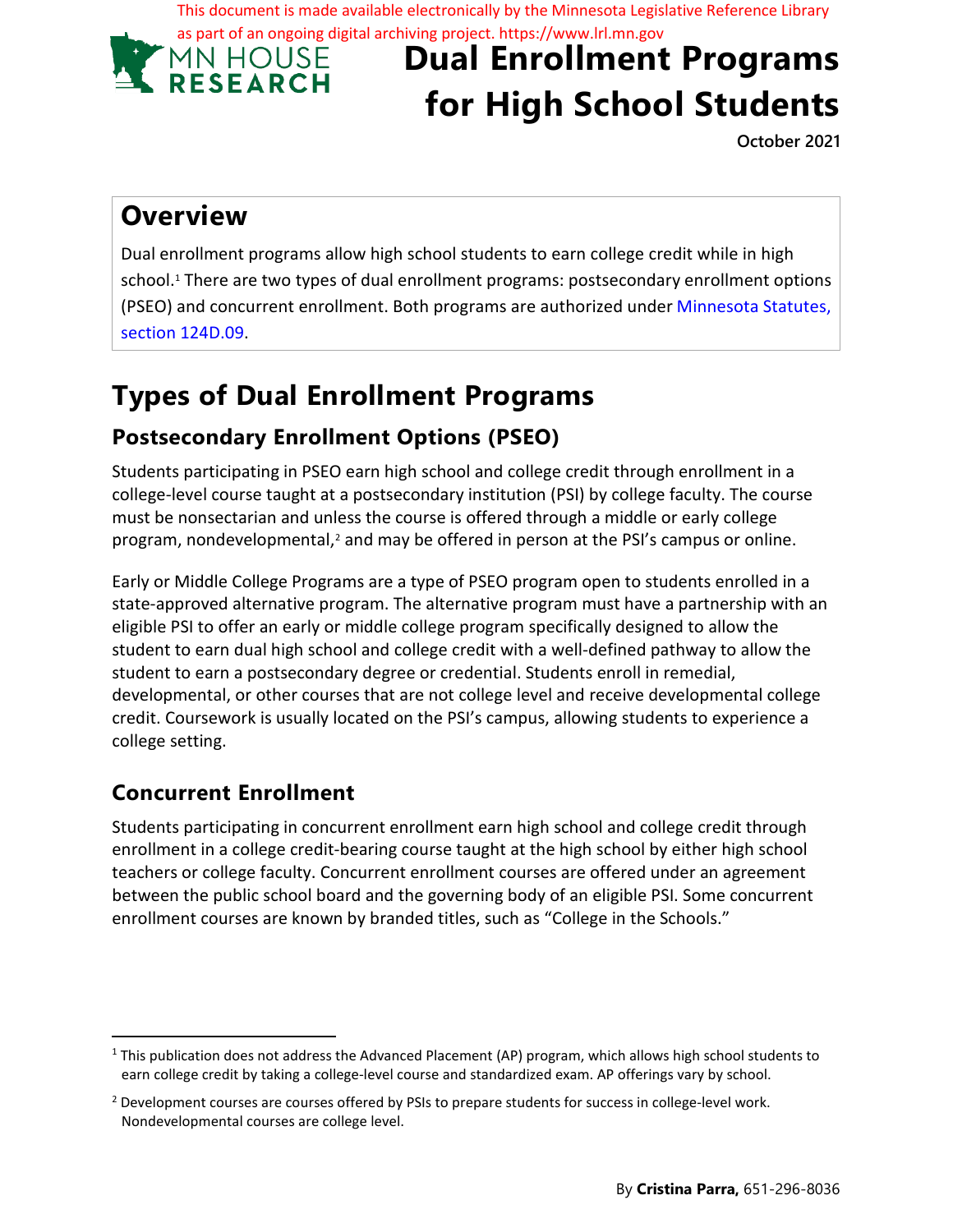This document is made available electronically by the Minnesota Legislative Reference Library as part of an ongoing digital archiving project. https://www.lrl.mn.gov

MN HOUSE RESEARCH

# Dual Enrollment Programs for High School Students

October 2021

## Overview

Dual enrollment programs allow high school students to earn college credit while in high school.[1] There are two types of dual enrollment programs: postsecondary enrollment options (PSEO) and concurrent enrollment. Both programs are authorized under Minnesota Statutes, section 124D.09.

## Types of Dual Enrollment Programs

### Postsecondary Enrollment Options (PSEO)

Students participating in PSEO earn high school and college credit through enrollment in a college-level course taught at a postsecondary institution (PSI) by college faculty. The course must be nonsectarian and unless the course is offered through a middle or early college program, nondevelopmental,[2] and may be offered in person at the PSI's campus or online.

Early or Middle College Programs are a type of PSEO program open to students enrolled in a state-approved alternative program. The alternative program must have a partnership with an eligible PSI to offer an early or middle college program specifically designed to allow the student to earn dual high school and college credit with a well-defined pathway to allow the student to earn a postsecondary degree or credential. Students enroll in remedial, developmental, or other courses that are not college level and receive developmental college credit. Coursework is usually located on the PSI's campus, allowing students to experience a college setting.

### Concurrent Enrollment

Students participating in concurrent enrollment earn high school and college credit through enrollment in a college credit-bearing course taught at the high school by either high school teachers or college faculty. Concurrent enrollment courses are offered under an agreement between the public school board and the governing body of an eligible PSI. Some concurrent enrollment courses are known by branded titles, such as "College in the Schools."

---

[1] This publication does not address the Advanced Placement (AP) program, which allows high school students to earn college credit by taking a college-level course and standardized exam. AP offerings vary by school.

[2] Development courses are courses offered by PSIs to prepare students for success in college-level work. Nondevelopmental courses are college level.

By **Cristina Parra,** 651-296-8036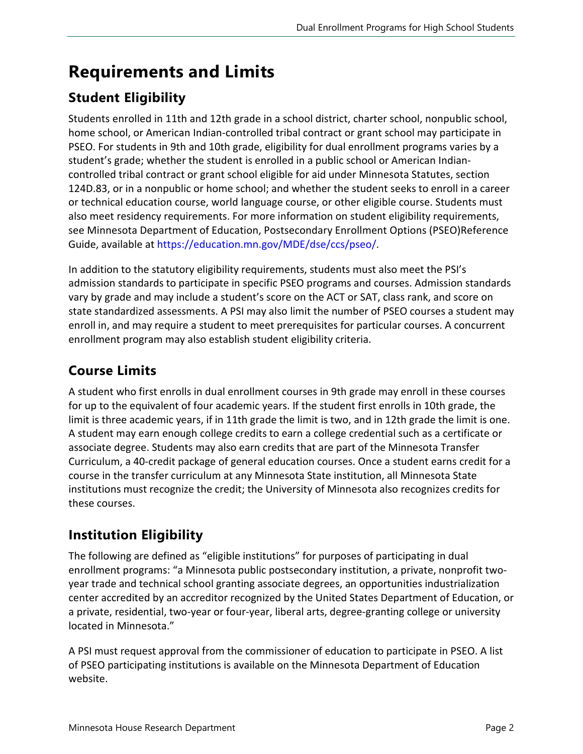# Requirements and Limits

## Student Eligibility

Students enrolled in 11th and 12th grade in a school district, charter school, nonpublic school, home school, or American Indian-controlled tribal contract or grant school may participate in PSEO. For students in 9th and 10th grade, eligibility for dual enrollment programs varies by a student's grade; whether the student is enrolled in a public school or American Indian-controlled tribal contract or grant school eligible for aid under Minnesota Statutes, section 124D.83, or in a nonpublic or home school; and whether the student seeks to enroll in a career or technical education course, world language course, or other eligible course. Students must also meet residency requirements. For more information on student eligibility requirements, see Minnesota Department of Education, Postsecondary Enrollment Options (PSEO)Reference Guide, available at https://education.mn.gov/MDE/dse/ccs/pseo/.

In addition to the statutory eligibility requirements, students must also meet the PSI's admission standards to participate in specific PSEO programs and courses. Admission standards vary by grade and may include a student's score on the ACT or SAT, class rank, and score on state standardized assessments. A PSI may also limit the number of PSEO courses a student may enroll in, and may require a student to meet prerequisites for particular courses. A concurrent enrollment program may also establish student eligibility criteria.

## Course Limits

A student who first enrolls in dual enrollment courses in 9th grade may enroll in these courses for up to the equivalent of four academic years. If the student first enrolls in 10th grade, the limit is three academic years, if in 11th grade the limit is two, and in 12th grade the limit is one. A student may earn enough college credits to earn a college credential such as a certificate or associate degree. Students may also earn credits that are part of the Minnesota Transfer Curriculum, a 40-credit package of general education courses. Once a student earns credit for a course in the transfer curriculum at any Minnesota State institution, all Minnesota State institutions must recognize the credit; the University of Minnesota also recognizes credits for these courses.

## Institution Eligibility

The following are defined as "eligible institutions" for purposes of participating in dual enrollment programs: "a Minnesota public postsecondary institution, a private, nonprofit two-year trade and technical school granting associate degrees, an opportunities industrialization center accredited by an accreditor recognized by the United States Department of Education, or a private, residential, two-year or four-year, liberal arts, degree-granting college or university located in Minnesota."

A PSI must request approval from the commissioner of education to participate in PSEO. A list of PSEO participating institutions is available on the Minnesota Department of Education website.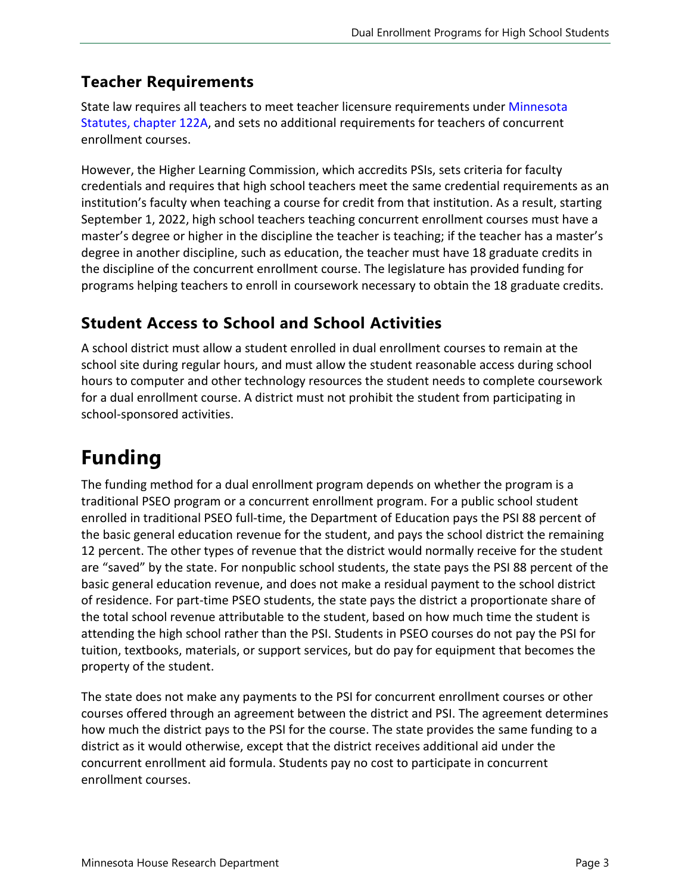## Teacher Requirements

State law requires all teachers to meet teacher licensure requirements under Minnesota Statutes, chapter 122A, and sets no additional requirements for teachers of concurrent enrollment courses.

However, the Higher Learning Commission, which accredits PSIs, sets criteria for faculty credentials and requires that high school teachers meet the same credential requirements as an institution's faculty when teaching a course for credit from that institution. As a result, starting September 1, 2022, high school teachers teaching concurrent enrollment courses must have a master's degree or higher in the discipline the teacher is teaching; if the teacher has a master's degree in another discipline, such as education, the teacher must have 18 graduate credits in the discipline of the concurrent enrollment course. The legislature has provided funding for programs helping teachers to enroll in coursework necessary to obtain the 18 graduate credits.

## Student Access to School and School Activities

A school district must allow a student enrolled in dual enrollment courses to remain at the school site during regular hours, and must allow the student reasonable access during school hours to computer and other technology resources the student needs to complete coursework for a dual enrollment course. A district must not prohibit the student from participating in school-sponsored activities.

# Funding

The funding method for a dual enrollment program depends on whether the program is a traditional PSEO program or a concurrent enrollment program. For a public school student enrolled in traditional PSEO full-time, the Department of Education pays the PSI 88 percent of the basic general education revenue for the student, and pays the school district the remaining 12 percent. The other types of revenue that the district would normally receive for the student are "saved" by the state. For nonpublic school students, the state pays the PSI 88 percent of the basic general education revenue, and does not make a residual payment to the school district of residence. For part-time PSEO students, the state pays the district a proportionate share of the total school revenue attributable to the student, based on how much time the student is attending the high school rather than the PSI. Students in PSEO courses do not pay the PSI for tuition, textbooks, materials, or support services, but do pay for equipment that becomes the property of the student.

The state does not make any payments to the PSI for concurrent enrollment courses or other courses offered through an agreement between the district and PSI. The agreement determines how much the district pays to the PSI for the course. The state provides the same funding to a district as it would otherwise, except that the district receives additional aid under the concurrent enrollment aid formula. Students pay no cost to participate in concurrent enrollment courses.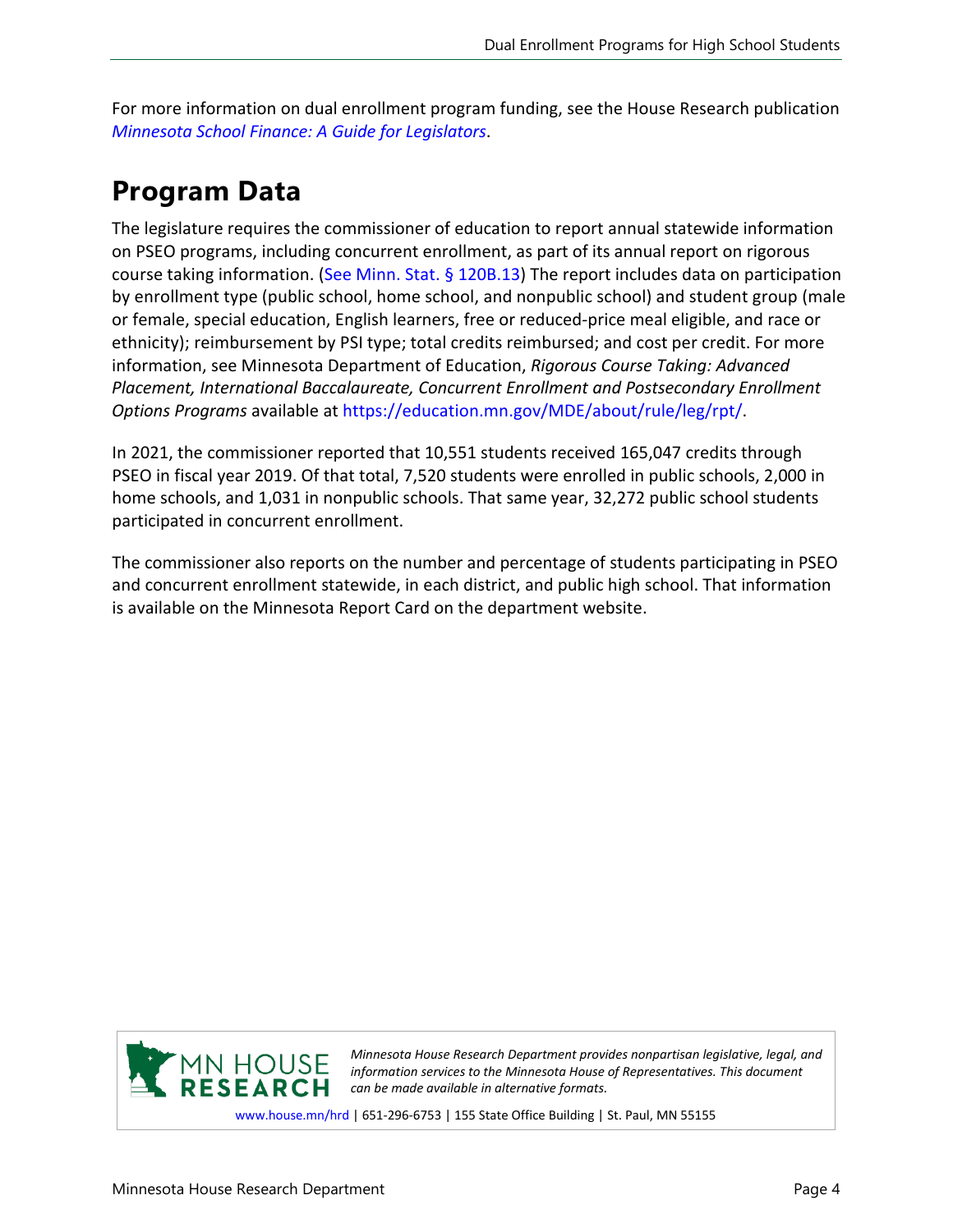For more information on dual enrollment program funding, see the House Research publication *Minnesota School Finance: A Guide for Legislators*.

## Program Data

The legislature requires the commissioner of education to report annual statewide information on PSEO programs, including concurrent enrollment, as part of its annual report on rigorous course taking information. (See Minn. Stat. § 120B.13) The report includes data on participation by enrollment type (public school, home school, and nonpublic school) and student group (male or female, special education, English learners, free or reduced-price meal eligible, and race or ethnicity); reimbursement by PSI type; total credits reimbursed; and cost per credit. For more information, see Minnesota Department of Education, *Rigorous Course Taking: Advanced Placement, International Baccalaureate, Concurrent Enrollment and Postsecondary Enrollment Options Programs* available at https://education.mn.gov/MDE/about/rule/leg/rpt/.

In 2021, the commissioner reported that 10,551 students received 165,047 credits through PSEO in fiscal year 2019. Of that total, 7,520 students were enrolled in public schools, 2,000 in home schools, and 1,031 in nonpublic schools. That same year, 32,272 public school students participated in concurrent enrollment.

The commissioner also reports on the number and percentage of students participating in PSEO and concurrent enrollment statewide, in each district, and public high school. That information is available on the Minnesota Report Card on the department website.

MN HOUSE RESEARCH

*Minnesota House Research Department provides nonpartisan legislative, legal, and information services to the Minnesota House of Representatives. This document can be made available in alternative formats.*

www.house.mn/hrd | 651-296-6753 | 155 State Office Building | St. Paul, MN 55155